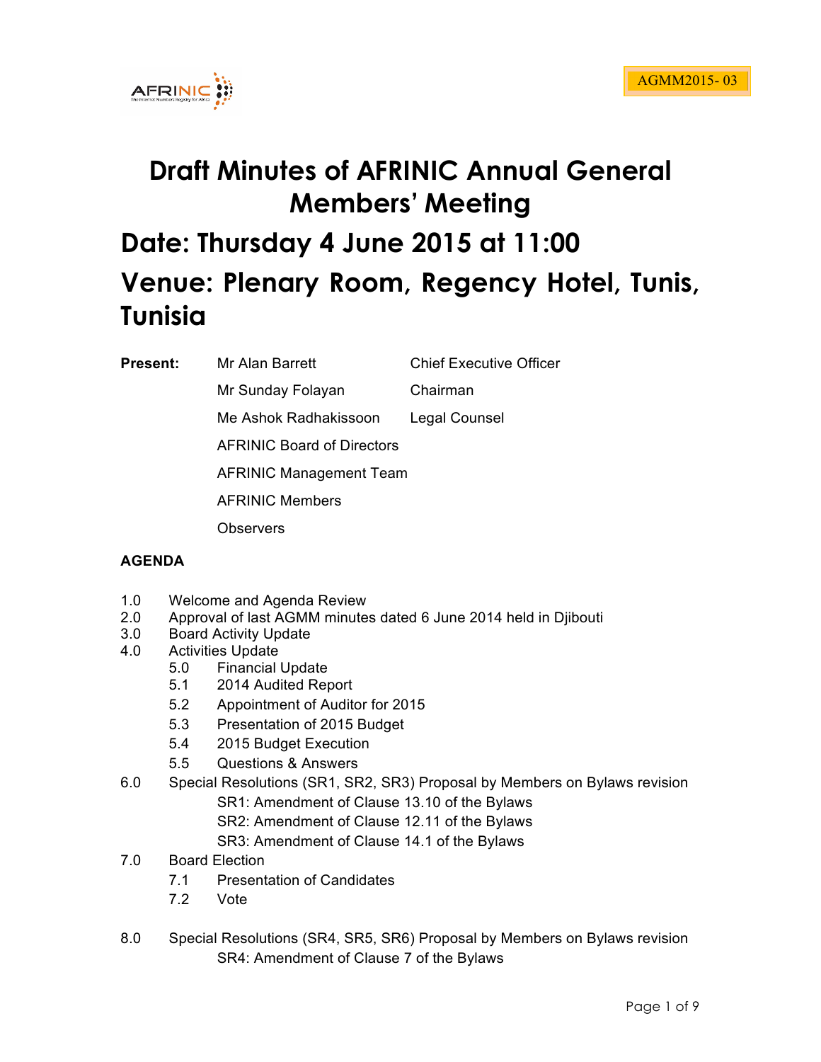AGMM2015- 03

# Draft Minutes of AFRINIC Annual General Members' Meeting

## Date: Thursday 4 June 2015 at 11:00

## Venue: Plenary Room, Regency Hotel, Tunis, Tunisia

| **Present:** | Mr Alan Barrett | Chief Executive Officer |
|---|---|---|
| | Mr Sunday Folayan | Chairman |
| | Me Ashok Radhakissoon | Legal Counsel |
| | AFRINIC Board of Directors | |
| | AFRINIC Management Team | |
| | AFRINIC Members | |
| | Observers | |

**AGENDA**

1.0 Welcome and Agenda Review
2.0 Approval of last AGMM minutes dated 6 June 2014 held in Djibouti
3.0 Board Activity Update
4.0 Activities Update
 5.0 Financial Update
 5.1 2014 Audited Report
 5.2 Appointment of Auditor for 2015
 5.3 Presentation of 2015 Budget
 5.4 2015 Budget Execution
 5.5 Questions & Answers
6.0 Special Resolutions (SR1, SR2, SR3) Proposal by Members on Bylaws revision
 SR1: Amendment of Clause 13.10 of the Bylaws
 SR2: Amendment of Clause 12.11 of the Bylaws
 SR3: Amendment of Clause 14.1 of the Bylaws
7.0 Board Election
 7.1 Presentation of Candidates
 7.2 Vote

8.0 Special Resolutions (SR4, SR5, SR6) Proposal by Members on Bylaws revision
 SR4: Amendment of Clause 7 of the Bylaws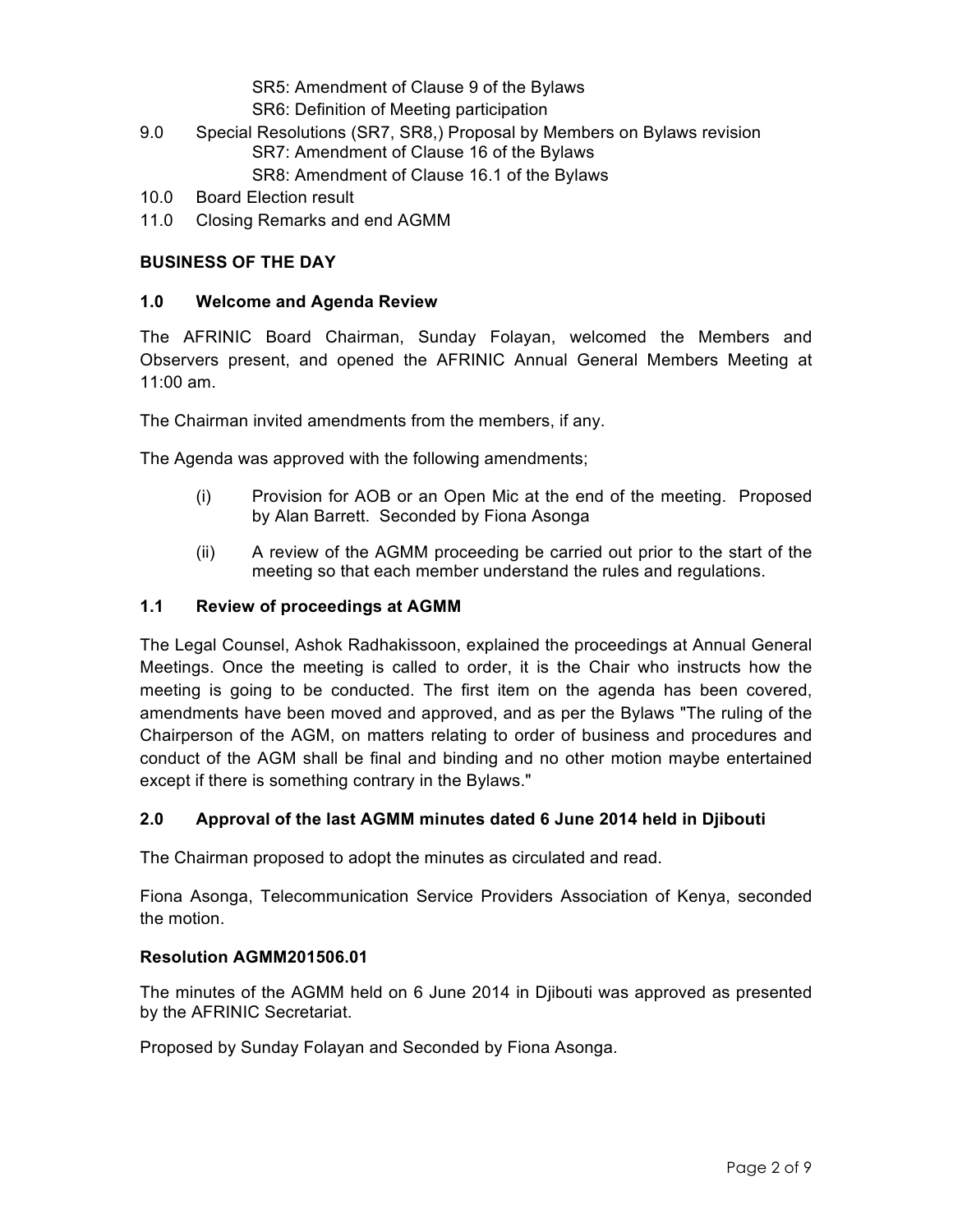SR5: Amendment of Clause 9 of the Bylaws

SR6: Definition of Meeting participation

9.0 Special Resolutions (SR7, SR8,) Proposal by Members on Bylaws revision

SR7: Amendment of Clause 16 of the Bylaws

SR8: Amendment of Clause 16.1 of the Bylaws

10.0 Board Election result

11.0 Closing Remarks and end AGMM

**BUSINESS OF THE DAY**

**1.0 Welcome and Agenda Review**

The AFRINIC Board Chairman, Sunday Folayan, welcomed the Members and Observers present, and opened the AFRINIC Annual General Members Meeting at 11:00 am.

The Chairman invited amendments from the members, if any.

The Agenda was approved with the following amendments;

(i) Provision for AOB or an Open Mic at the end of the meeting. Proposed by Alan Barrett. Seconded by Fiona Asonga

(ii) A review of the AGMM proceeding be carried out prior to the start of the meeting so that each member understand the rules and regulations.

**1.1 Review of proceedings at AGMM**

The Legal Counsel, Ashok Radhakissoon, explained the proceedings at Annual General Meetings. Once the meeting is called to order, it is the Chair who instructs how the meeting is going to be conducted. The first item on the agenda has been covered, amendments have been moved and approved, and as per the Bylaws "The ruling of the Chairperson of the AGM, on matters relating to order of business and procedures and conduct of the AGM shall be final and binding and no other motion maybe entertained except if there is something contrary in the Bylaws."

**2.0 Approval of the last AGMM minutes dated 6 June 2014 held in Djibouti**

The Chairman proposed to adopt the minutes as circulated and read.

Fiona Asonga, Telecommunication Service Providers Association of Kenya, seconded the motion.

**Resolution AGMM201506.01**

The minutes of the AGMM held on 6 June 2014 in Djibouti was approved as presented by the AFRINIC Secretariat.

Proposed by Sunday Folayan and Seconded by Fiona Asonga.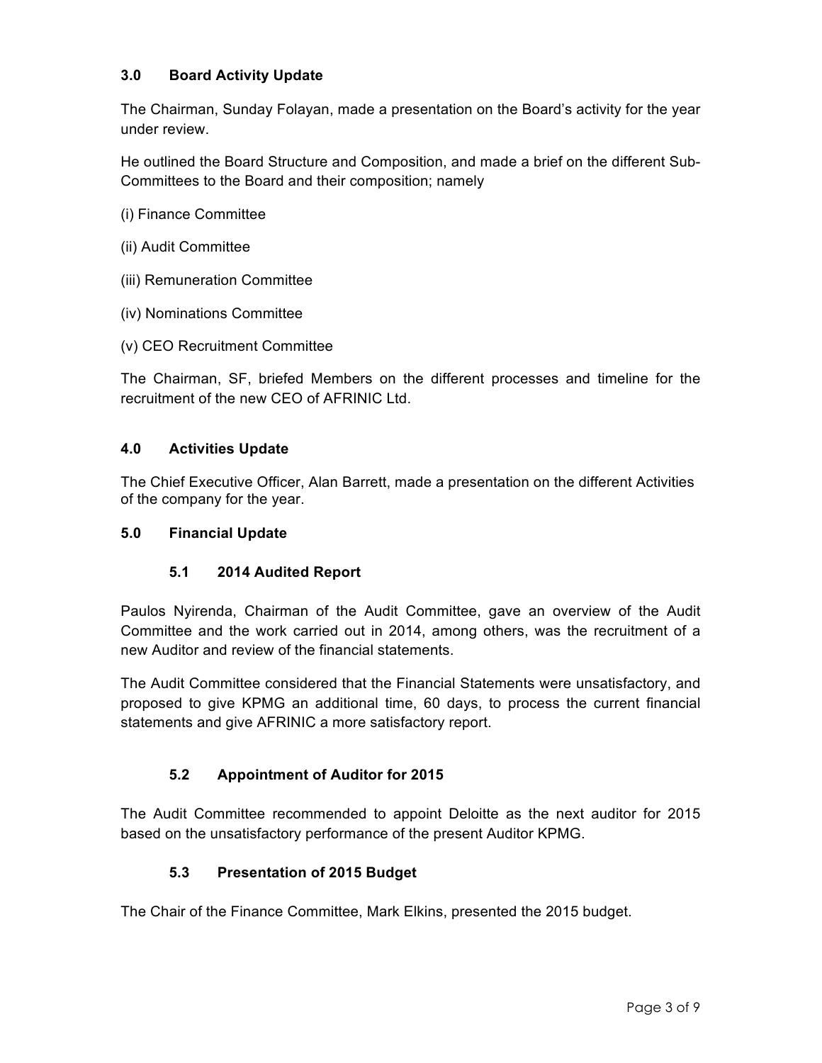## 3.0 Board Activity Update

The Chairman, Sunday Folayan, made a presentation on the Board's activity for the year under review.

He outlined the Board Structure and Composition, and made a brief on the different Sub-Committees to the Board and their composition; namely

(i) Finance Committee

(ii) Audit Committee

(iii) Remuneration Committee

(iv) Nominations Committee

(v) CEO Recruitment Committee

The Chairman, SF, briefed Members on the different processes and timeline for the recruitment of the new CEO of AFRINIC Ltd.

## 4.0 Activities Update

The Chief Executive Officer, Alan Barrett, made a presentation on the different Activities of the company for the year.

## 5.0 Financial Update

### 5.1 2014 Audited Report

Paulos Nyirenda, Chairman of the Audit Committee, gave an overview of the Audit Committee and the work carried out in 2014, among others, was the recruitment of a new Auditor and review of the financial statements.

The Audit Committee considered that the Financial Statements were unsatisfactory, and proposed to give KPMG an additional time, 60 days, to process the current financial statements and give AFRINIC a more satisfactory report.

### 5.2 Appointment of Auditor for 2015

The Audit Committee recommended to appoint Deloitte as the next auditor for 2015 based on the unsatisfactory performance of the present Auditor KPMG.

### 5.3 Presentation of 2015 Budget

The Chair of the Finance Committee, Mark Elkins, presented the 2015 budget.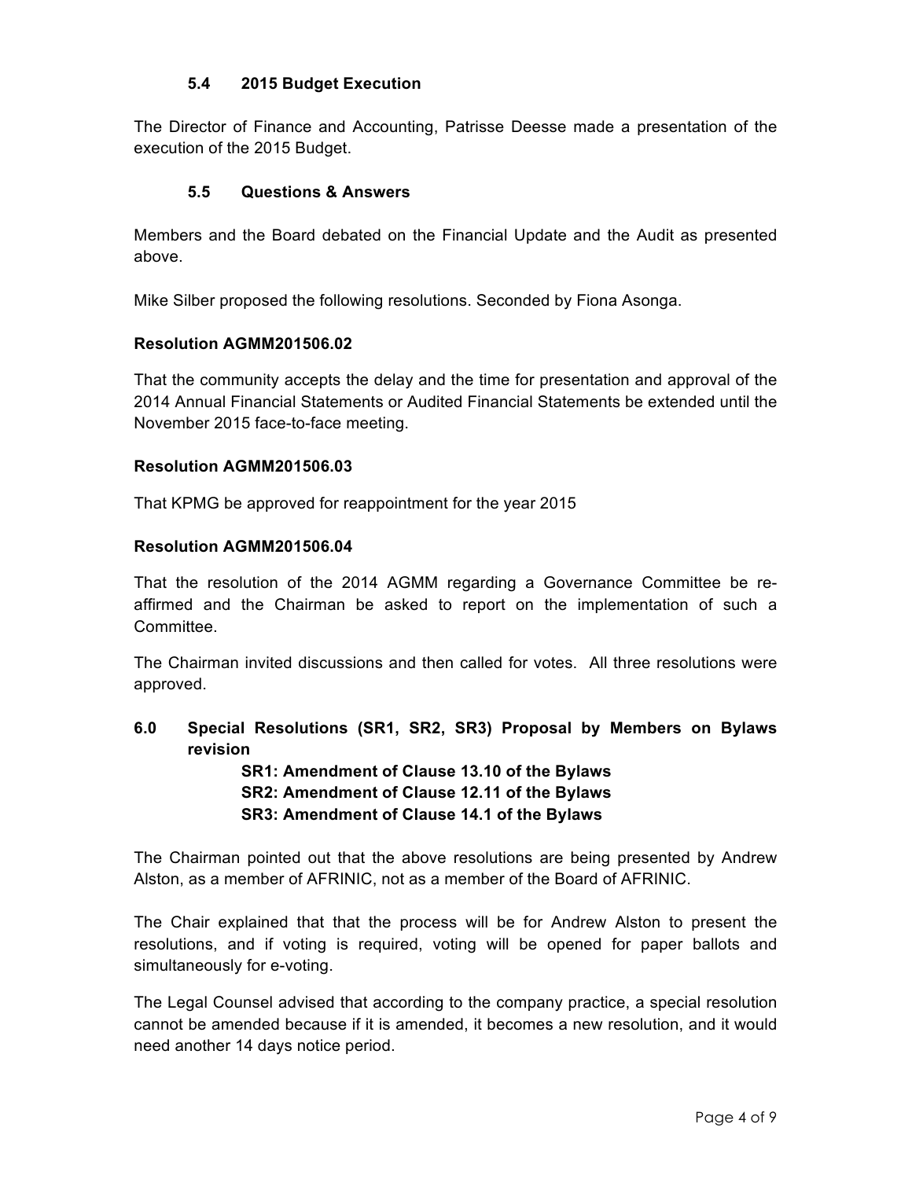### 5.4 2015 Budget Execution

The Director of Finance and Accounting, Patrisse Deesse made a presentation of the execution of the 2015 Budget.

### 5.5 Questions & Answers

Members and the Board debated on the Financial Update and the Audit as presented above.

Mike Silber proposed the following resolutions. Seconded by Fiona Asonga.

**Resolution AGMM201506.02**

That the community accepts the delay and the time for presentation and approval of the 2014 Annual Financial Statements or Audited Financial Statements be extended until the November 2015 face-to-face meeting.

**Resolution AGMM201506.03**

That KPMG be approved for reappointment for the year 2015

**Resolution AGMM201506.04**

That the resolution of the 2014 AGMM regarding a Governance Committee be re-affirmed and the Chairman be asked to report on the implementation of such a Committee.

The Chairman invited discussions and then called for votes. All three resolutions were approved.

## 6.0 Special Resolutions (SR1, SR2, SR3) Proposal by Members on Bylaws revision

**SR1: Amendment of Clause 13.10 of the Bylaws**
**SR2: Amendment of Clause 12.11 of the Bylaws**
**SR3: Amendment of Clause 14.1 of the Bylaws**

The Chairman pointed out that the above resolutions are being presented by Andrew Alston, as a member of AFRINIC, not as a member of the Board of AFRINIC.

The Chair explained that that the process will be for Andrew Alston to present the resolutions, and if voting is required, voting will be opened for paper ballots and simultaneously for e-voting.

The Legal Counsel advised that according to the company practice, a special resolution cannot be amended because if it is amended, it becomes a new resolution, and it would need another 14 days notice period.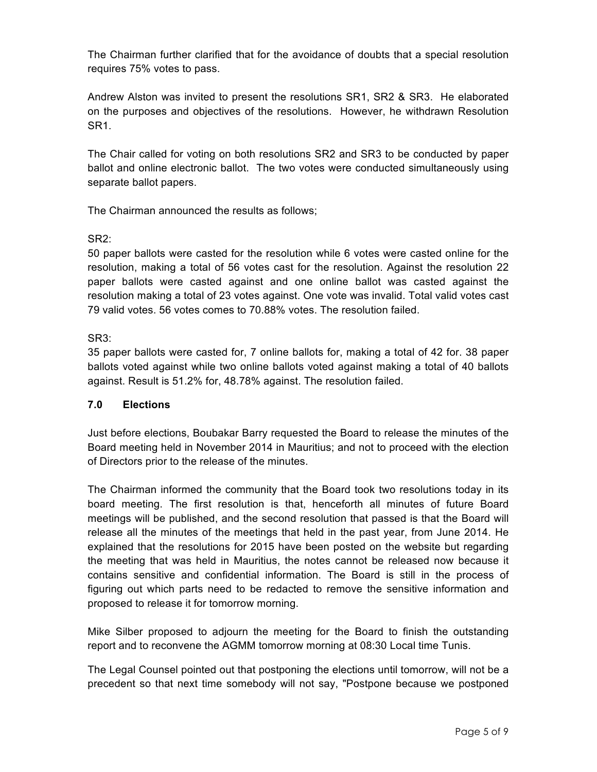The Chairman further clarified that for the avoidance of doubts that a special resolution requires 75% votes to pass.

Andrew Alston was invited to present the resolutions SR1, SR2 & SR3. He elaborated on the purposes and objectives of the resolutions. However, he withdrawn Resolution SR1.

The Chair called for voting on both resolutions SR2 and SR3 to be conducted by paper ballot and online electronic ballot. The two votes were conducted simultaneously using separate ballot papers.

The Chairman announced the results as follows;

SR2:
50 paper ballots were casted for the resolution while 6 votes were casted online for the resolution, making a total of 56 votes cast for the resolution. Against the resolution 22 paper ballots were casted against and one online ballot was casted against the resolution making a total of 23 votes against. One vote was invalid. Total valid votes cast 79 valid votes. 56 votes comes to 70.88% votes. The resolution failed.

SR3:
35 paper ballots were casted for, 7 online ballots for, making a total of 42 for. 38 paper ballots voted against while two online ballots voted against making a total of 40 ballots against. Result is 51.2% for, 48.78% against. The resolution failed.

### 7.0 Elections

Just before elections, Boubakar Barry requested the Board to release the minutes of the Board meeting held in November 2014 in Mauritius; and not to proceed with the election of Directors prior to the release of the minutes.

The Chairman informed the community that the Board took two resolutions today in its board meeting. The first resolution is that, henceforth all minutes of future Board meetings will be published, and the second resolution that passed is that the Board will release all the minutes of the meetings that held in the past year, from June 2014. He explained that the resolutions for 2015 have been posted on the website but regarding the meeting that was held in Mauritius, the notes cannot be released now because it contains sensitive and confidential information. The Board is still in the process of figuring out which parts need to be redacted to remove the sensitive information and proposed to release it for tomorrow morning.

Mike Silber proposed to adjourn the meeting for the Board to finish the outstanding report and to reconvene the AGMM tomorrow morning at 08:30 Local time Tunis.

The Legal Counsel pointed out that postponing the elections until tomorrow, will not be a precedent so that next time somebody will not say, "Postpone because we postponed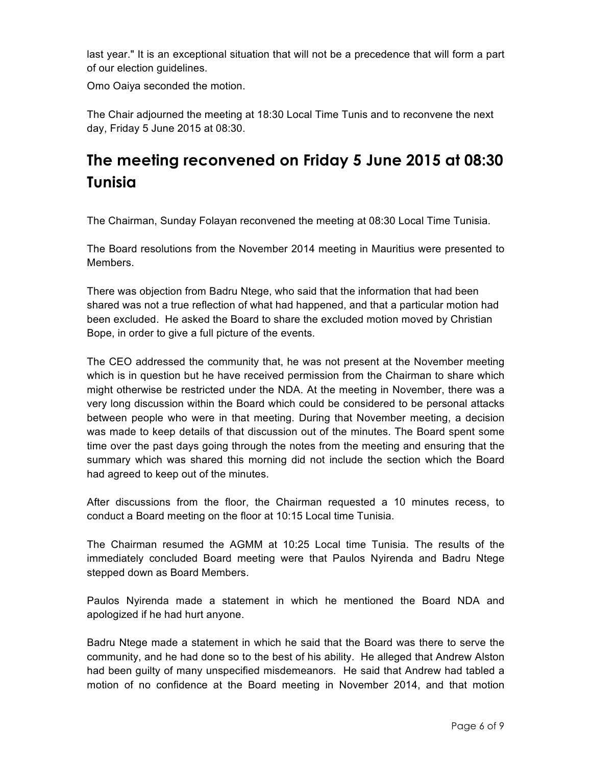last year." It is an exceptional situation that will not be a precedence that will form a part of our election guidelines.

Omo Oaiya seconded the motion.

The Chair adjourned the meeting at 18:30 Local Time Tunis and to reconvene the next day, Friday 5 June 2015 at 08:30.

# The meeting reconvened on Friday 5 June 2015 at 08:30 Tunisia

The Chairman, Sunday Folayan reconvened the meeting at 08:30 Local Time Tunisia.

The Board resolutions from the November 2014 meeting in Mauritius were presented to Members.

There was objection from Badru Ntege, who said that the information that had been shared was not a true reflection of what had happened, and that a particular motion had been excluded. He asked the Board to share the excluded motion moved by Christian Bope, in order to give a full picture of the events.

The CEO addressed the community that, he was not present at the November meeting which is in question but he have received permission from the Chairman to share which might otherwise be restricted under the NDA. At the meeting in November, there was a very long discussion within the Board which could be considered to be personal attacks between people who were in that meeting. During that November meeting, a decision was made to keep details of that discussion out of the minutes. The Board spent some time over the past days going through the notes from the meeting and ensuring that the summary which was shared this morning did not include the section which the Board had agreed to keep out of the minutes.

After discussions from the floor, the Chairman requested a 10 minutes recess, to conduct a Board meeting on the floor at 10:15 Local time Tunisia.

The Chairman resumed the AGMM at 10:25 Local time Tunisia. The results of the immediately concluded Board meeting were that Paulos Nyirenda and Badru Ntege stepped down as Board Members.

Paulos Nyirenda made a statement in which he mentioned the Board NDA and apologized if he had hurt anyone.

Badru Ntege made a statement in which he said that the Board was there to serve the community, and he had done so to the best of his ability. He alleged that Andrew Alston had been guilty of many unspecified misdemeanors. He said that Andrew had tabled a motion of no confidence at the Board meeting in November 2014, and that motion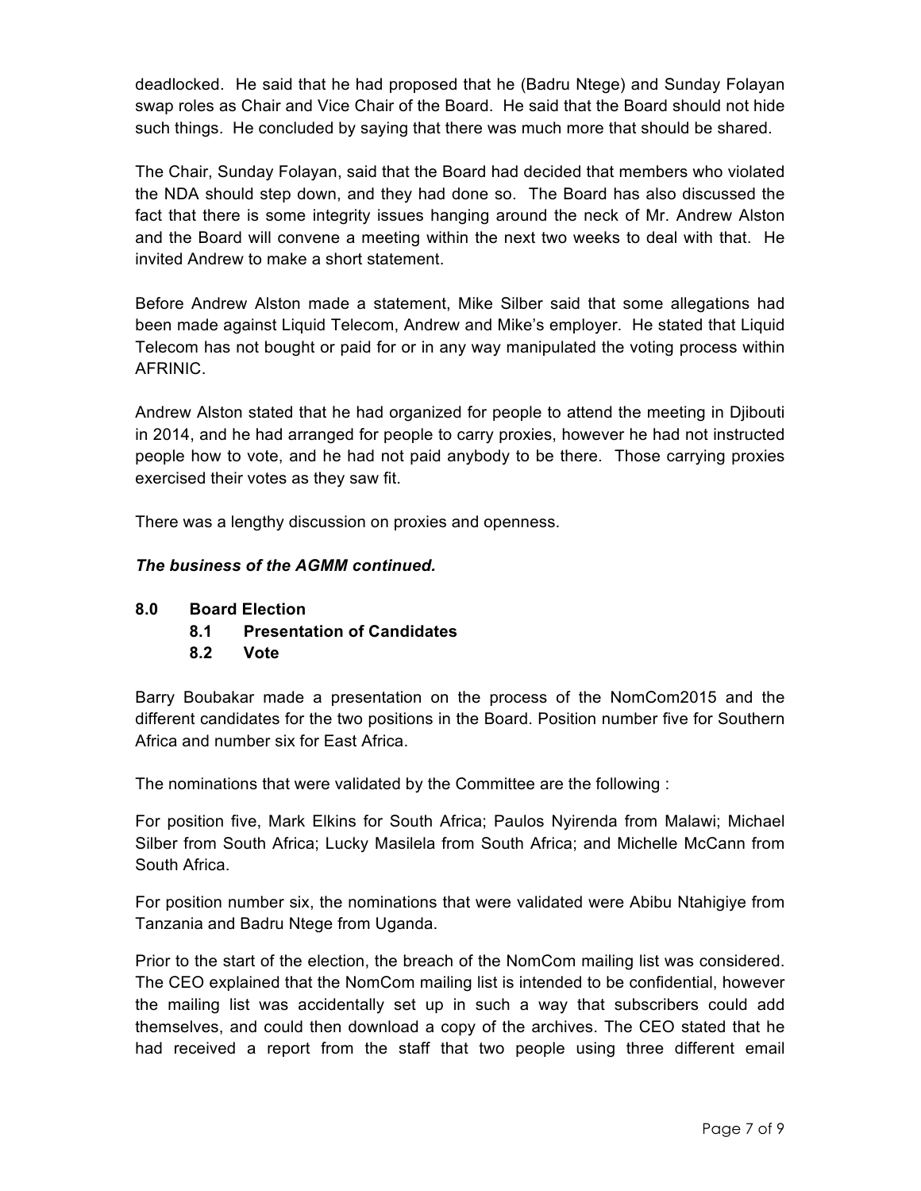deadlocked. He said that he had proposed that he (Badru Ntege) and Sunday Folayan swap roles as Chair and Vice Chair of the Board. He said that the Board should not hide such things. He concluded by saying that there was much more that should be shared.

The Chair, Sunday Folayan, said that the Board had decided that members who violated the NDA should step down, and they had done so. The Board has also discussed the fact that there is some integrity issues hanging around the neck of Mr. Andrew Alston and the Board will convene a meeting within the next two weeks to deal with that. He invited Andrew to make a short statement.

Before Andrew Alston made a statement, Mike Silber said that some allegations had been made against Liquid Telecom, Andrew and Mike's employer. He stated that Liquid Telecom has not bought or paid for or in any way manipulated the voting process within AFRINIC.

Andrew Alston stated that he had organized for people to attend the meeting in Djibouti in 2014, and he had arranged for people to carry proxies, however he had not instructed people how to vote, and he had not paid anybody to be there. Those carrying proxies exercised their votes as they saw fit.

There was a lengthy discussion on proxies and openness.

***The business of the AGMM continued.***

## 8.0 Board Election

### 8.1 Presentation of Candidates

### 8.2 Vote

Barry Boubakar made a presentation on the process of the NomCom2015 and the different candidates for the two positions in the Board. Position number five for Southern Africa and number six for East Africa.

The nominations that were validated by the Committee are the following :

For position five, Mark Elkins for South Africa; Paulos Nyirenda from Malawi; Michael Silber from South Africa; Lucky Masilela from South Africa; and Michelle McCann from South Africa.

For position number six, the nominations that were validated were Abibu Ntahigiye from Tanzania and Badru Ntege from Uganda.

Prior to the start of the election, the breach of the NomCom mailing list was considered. The CEO explained that the NomCom mailing list is intended to be confidential, however the mailing list was accidentally set up in such a way that subscribers could add themselves, and could then download a copy of the archives. The CEO stated that he had received a report from the staff that two people using three different email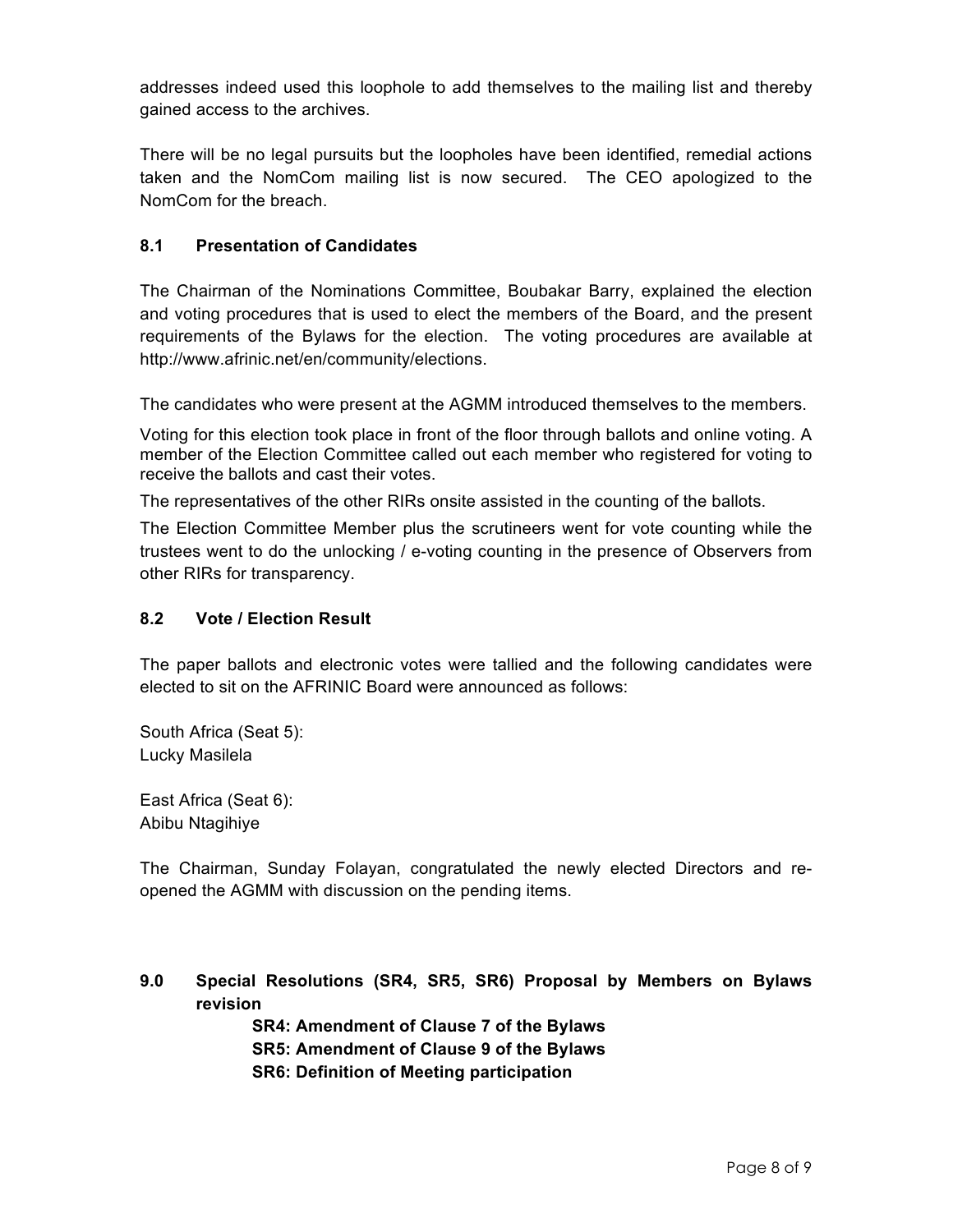addresses indeed used this loophole to add themselves to the mailing list and thereby gained access to the archives.

There will be no legal pursuits but the loopholes have been identified, remedial actions taken and the NomCom mailing list is now secured. The CEO apologized to the NomCom for the breach.

### 8.1 Presentation of Candidates

The Chairman of the Nominations Committee, Boubakar Barry, explained the election and voting procedures that is used to elect the members of the Board, and the present requirements of the Bylaws for the election. The voting procedures are available at http://www.afrinic.net/en/community/elections.

The candidates who were present at the AGMM introduced themselves to the members.

Voting for this election took place in front of the floor through ballots and online voting. A member of the Election Committee called out each member who registered for voting to receive the ballots and cast their votes.

The representatives of the other RIRs onsite assisted in the counting of the ballots.

The Election Committee Member plus the scrutineers went for vote counting while the trustees went to do the unlocking / e-voting counting in the presence of Observers from other RIRs for transparency.

### 8.2 Vote / Election Result

The paper ballots and electronic votes were tallied and the following candidates were elected to sit on the AFRINIC Board were announced as follows:

South Africa (Seat 5):
Lucky Masilela

East Africa (Seat 6):
Abibu Ntagihiye

The Chairman, Sunday Folayan, congratulated the newly elected Directors and re-opened the AGMM with discussion on the pending items.

## 9.0 Special Resolutions (SR4, SR5, SR6) Proposal by Members on Bylaws revision

**SR4: Amendment of Clause 7 of the Bylaws**
**SR5: Amendment of Clause 9 of the Bylaws**
**SR6: Definition of Meeting participation**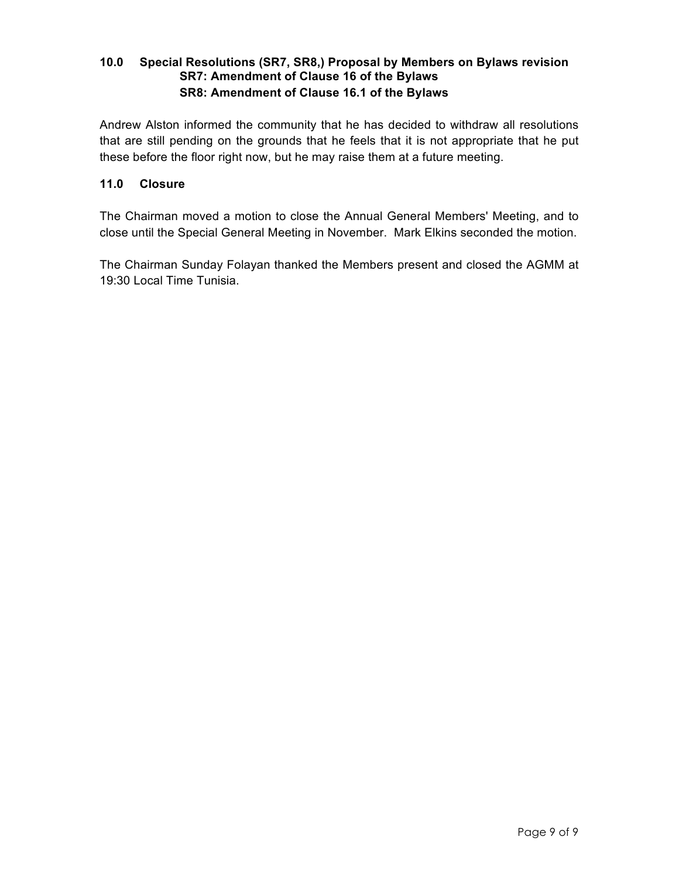## 10.0 Special Resolutions (SR7, SR8,) Proposal by Members on Bylaws revision

**SR7: Amendment of Clause 16 of the Bylaws**

**SR8: Amendment of Clause 16.1 of the Bylaws**

Andrew Alston informed the community that he has decided to withdraw all resolutions that are still pending on the grounds that he feels that it is not appropriate that he put these before the floor right now, but he may raise them at a future meeting.

## 11.0 Closure

The Chairman moved a motion to close the Annual General Members' Meeting, and to close until the Special General Meeting in November. Mark Elkins seconded the motion.

The Chairman Sunday Folayan thanked the Members present and closed the AGMM at 19:30 Local Time Tunisia.